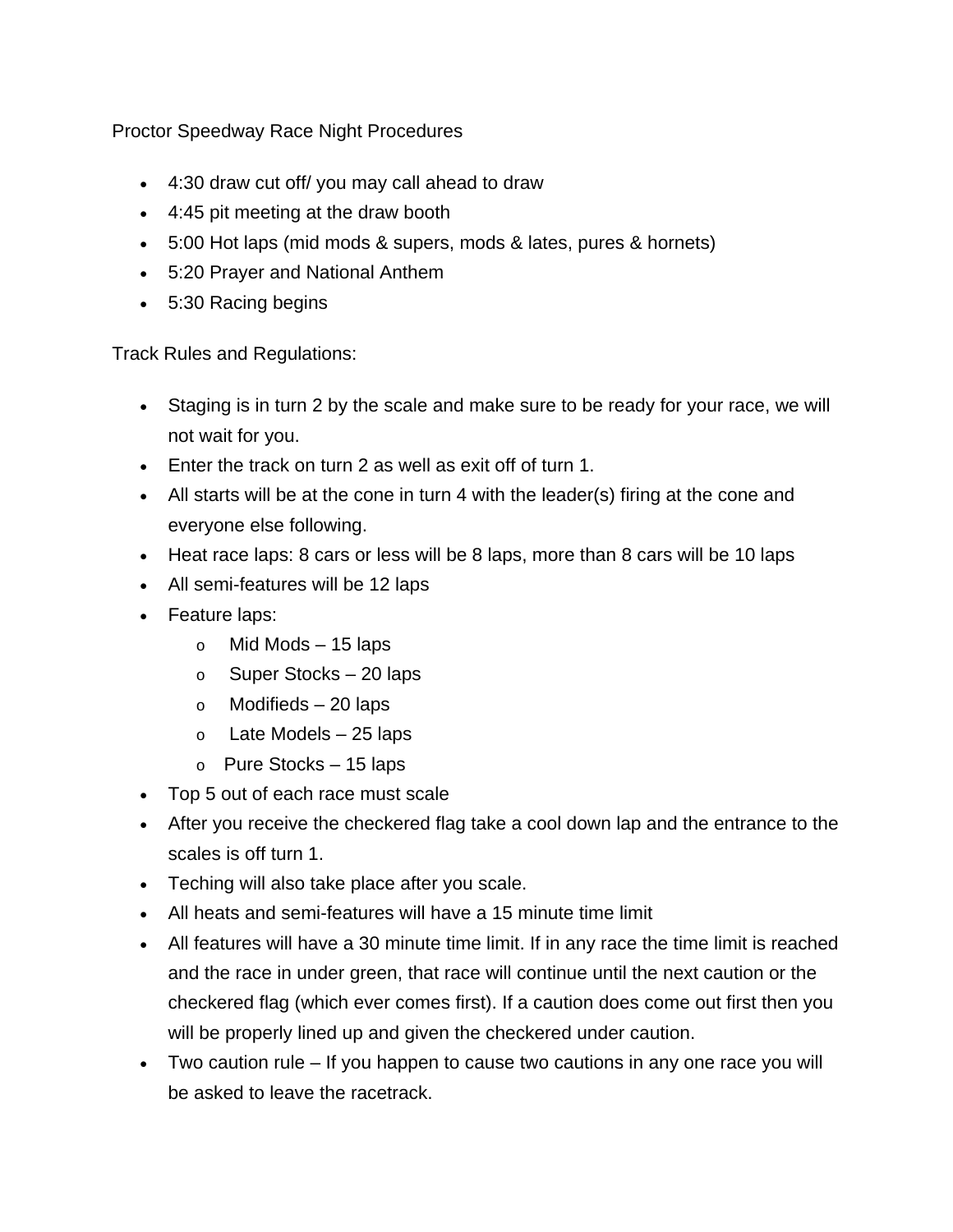Proctor Speedway Race Night Procedures

- 4:30 draw cut off/ you may call ahead to draw
- 4:45 pit meeting at the draw booth
- 5:00 Hot laps (mid mods & supers, mods & lates, pures & hornets)
- 5:20 Prayer and National Anthem
- 5:30 Racing begins

Track Rules and Regulations:

- Staging is in turn 2 by the scale and make sure to be ready for your race, we will not wait for you.
- Enter the track on turn 2 as well as exit off of turn 1.
- All starts will be at the cone in turn 4 with the leader(s) firing at the cone and everyone else following.
- Heat race laps: 8 cars or less will be 8 laps, more than 8 cars will be 10 laps
- All semi-features will be 12 laps
- Feature laps:
  - Mid Mods – 15 laps
  - Super Stocks – 20 laps
  - Modifieds – 20 laps
  - Late Models – 25 laps
  - Pure Stocks – 15 laps
- Top 5 out of each race must scale
- After you receive the checkered flag take a cool down lap and the entrance to the scales is off turn 1.
- Teching will also take place after you scale.
- All heats and semi-features will have a 15 minute time limit
- All features will have a 30 minute time limit. If in any race the time limit is reached and the race in under green, that race will continue until the next caution or the checkered flag (which ever comes first). If a caution does come out first then you will be properly lined up and given the checkered under caution.
- Two caution rule – If you happen to cause two cautions in any one race you will be asked to leave the racetrack.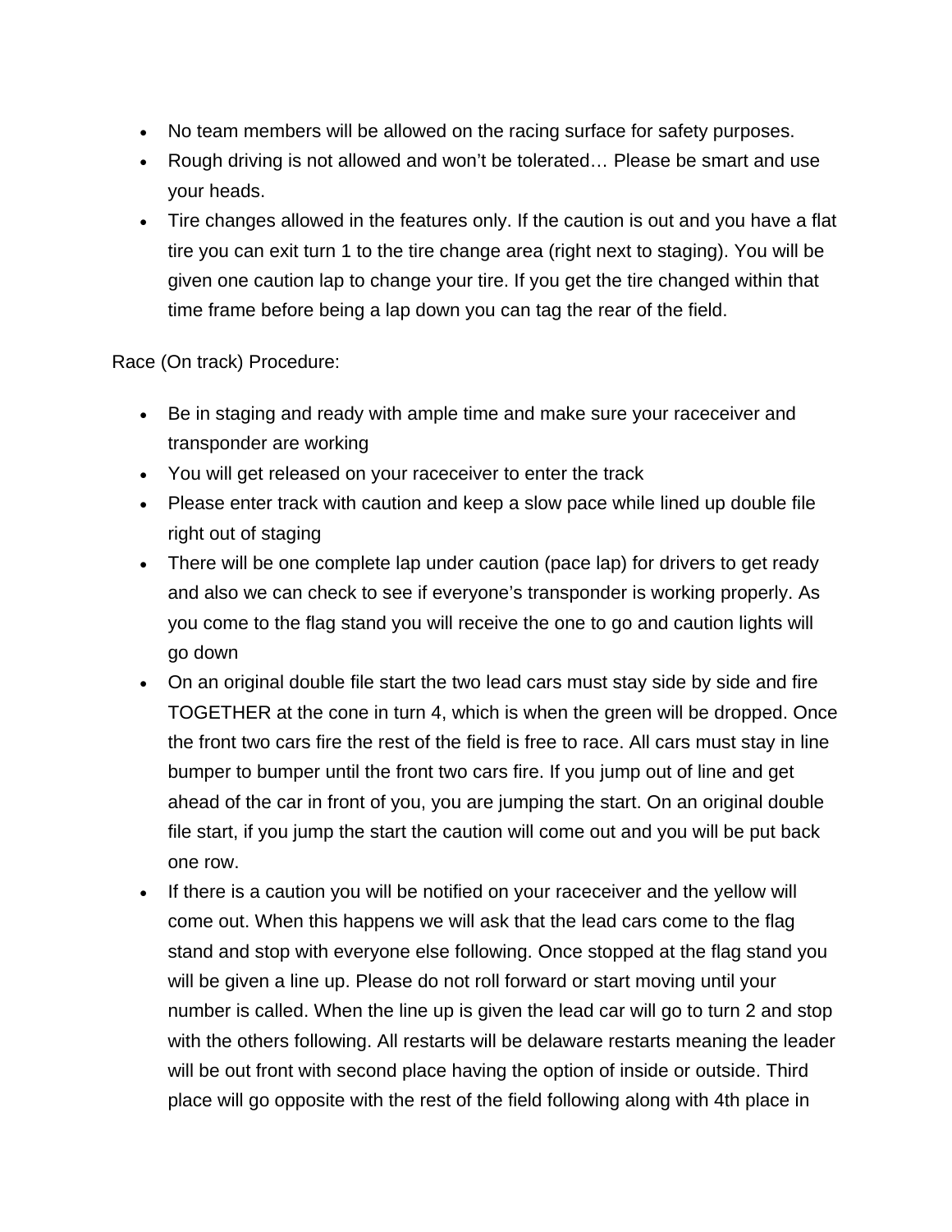- No team members will be allowed on the racing surface for safety purposes.
- Rough driving is not allowed and won't be tolerated… Please be smart and use your heads.
- Tire changes allowed in the features only. If the caution is out and you have a flat tire you can exit turn 1 to the tire change area (right next to staging). You will be given one caution lap to change your tire. If you get the tire changed within that time frame before being a lap down you can tag the rear of the field.

Race (On track) Procedure:

- Be in staging and ready with ample time and make sure your raceceiver and transponder are working
- You will get released on your raceceiver to enter the track
- Please enter track with caution and keep a slow pace while lined up double file right out of staging
- There will be one complete lap under caution (pace lap) for drivers to get ready and also we can check to see if everyone's transponder is working properly. As you come to the flag stand you will receive the one to go and caution lights will go down
- On an original double file start the two lead cars must stay side by side and fire TOGETHER at the cone in turn 4, which is when the green will be dropped. Once the front two cars fire the rest of the field is free to race. All cars must stay in line bumper to bumper until the front two cars fire. If you jump out of line and get ahead of the car in front of you, you are jumping the start. On an original double file start, if you jump the start the caution will come out and you will be put back one row.
- If there is a caution you will be notified on your raceceiver and the yellow will come out. When this happens we will ask that the lead cars come to the flag stand and stop with everyone else following. Once stopped at the flag stand you will be given a line up. Please do not roll forward or start moving until your number is called. When the line up is given the lead car will go to turn 2 and stop with the others following. All restarts will be delaware restarts meaning the leader will be out front with second place having the option of inside or outside. Third place will go opposite with the rest of the field following along with 4th place in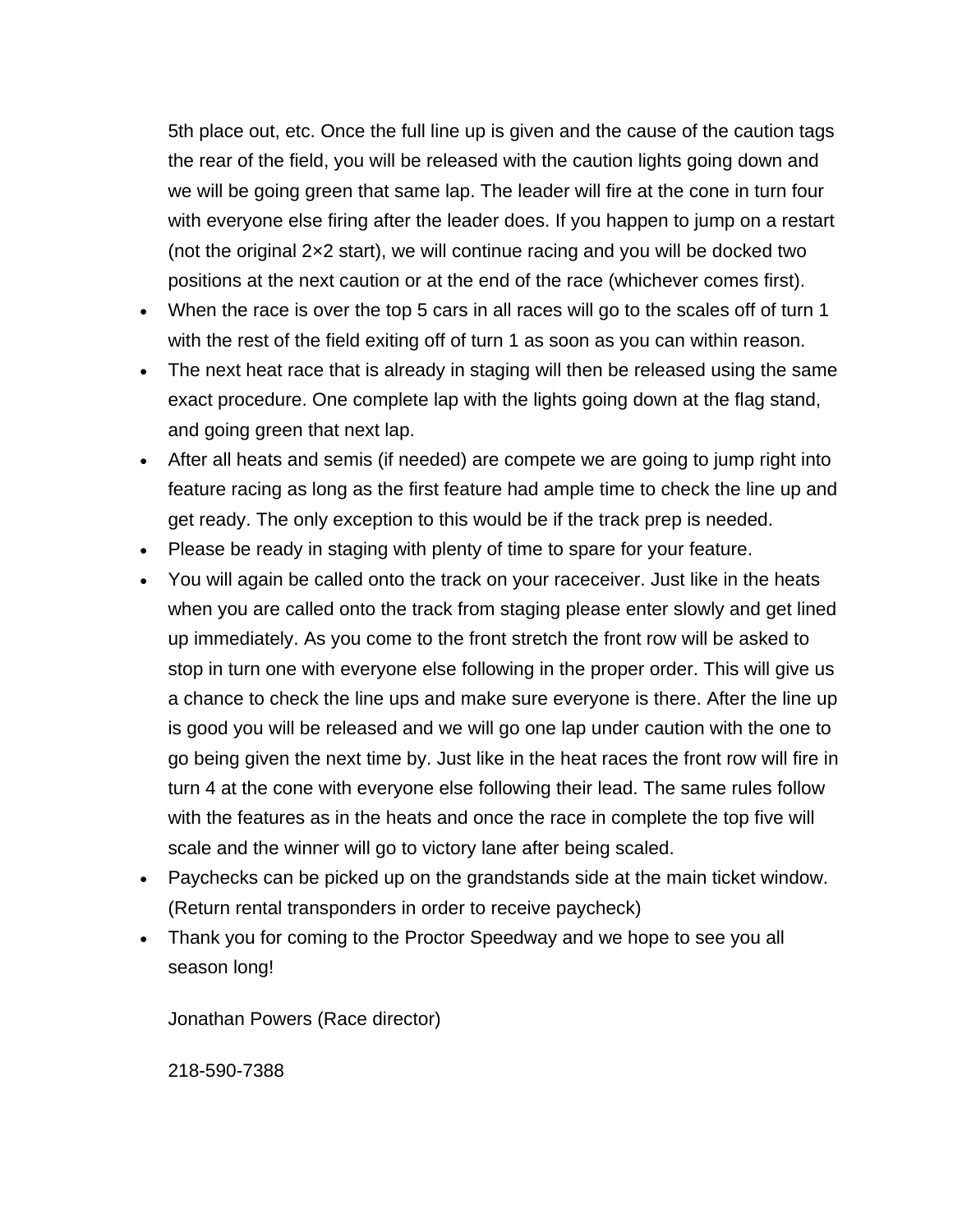5th place out, etc. Once the full line up is given and the cause of the caution tags the rear of the field, you will be released with the caution lights going down and we will be going green that same lap. The leader will fire at the cone in turn four with everyone else firing after the leader does. If you happen to jump on a restart (not the original 2×2 start), we will continue racing and you will be docked two positions at the next caution or at the end of the race (whichever comes first).

- When the race is over the top 5 cars in all races will go to the scales off of turn 1 with the rest of the field exiting off of turn 1 as soon as you can within reason.
- The next heat race that is already in staging will then be released using the same exact procedure. One complete lap with the lights going down at the flag stand, and going green that next lap.
- After all heats and semis (if needed) are compete we are going to jump right into feature racing as long as the first feature had ample time to check the line up and get ready. The only exception to this would be if the track prep is needed.
- Please be ready in staging with plenty of time to spare for your feature.
- You will again be called onto the track on your raceceiver. Just like in the heats when you are called onto the track from staging please enter slowly and get lined up immediately. As you come to the front stretch the front row will be asked to stop in turn one with everyone else following in the proper order. This will give us a chance to check the line ups and make sure everyone is there. After the line up is good you will be released and we will go one lap under caution with the one to go being given the next time by. Just like in the heat races the front row will fire in turn 4 at the cone with everyone else following their lead. The same rules follow with the features as in the heats and once the race in complete the top five will scale and the winner will go to victory lane after being scaled.
- Paychecks can be picked up on the grandstands side at the main ticket window. (Return rental transponders in order to receive paycheck)
- Thank you for coming to the Proctor Speedway and we hope to see you all season long!

Jonathan Powers (Race director)

218-590-7388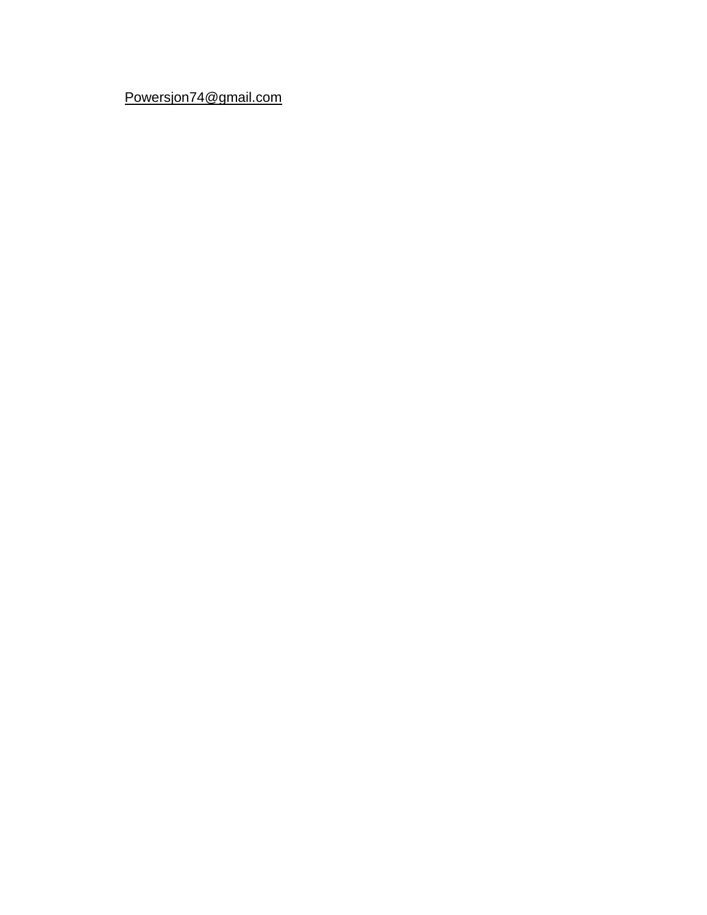Powersjon74@gmail.com